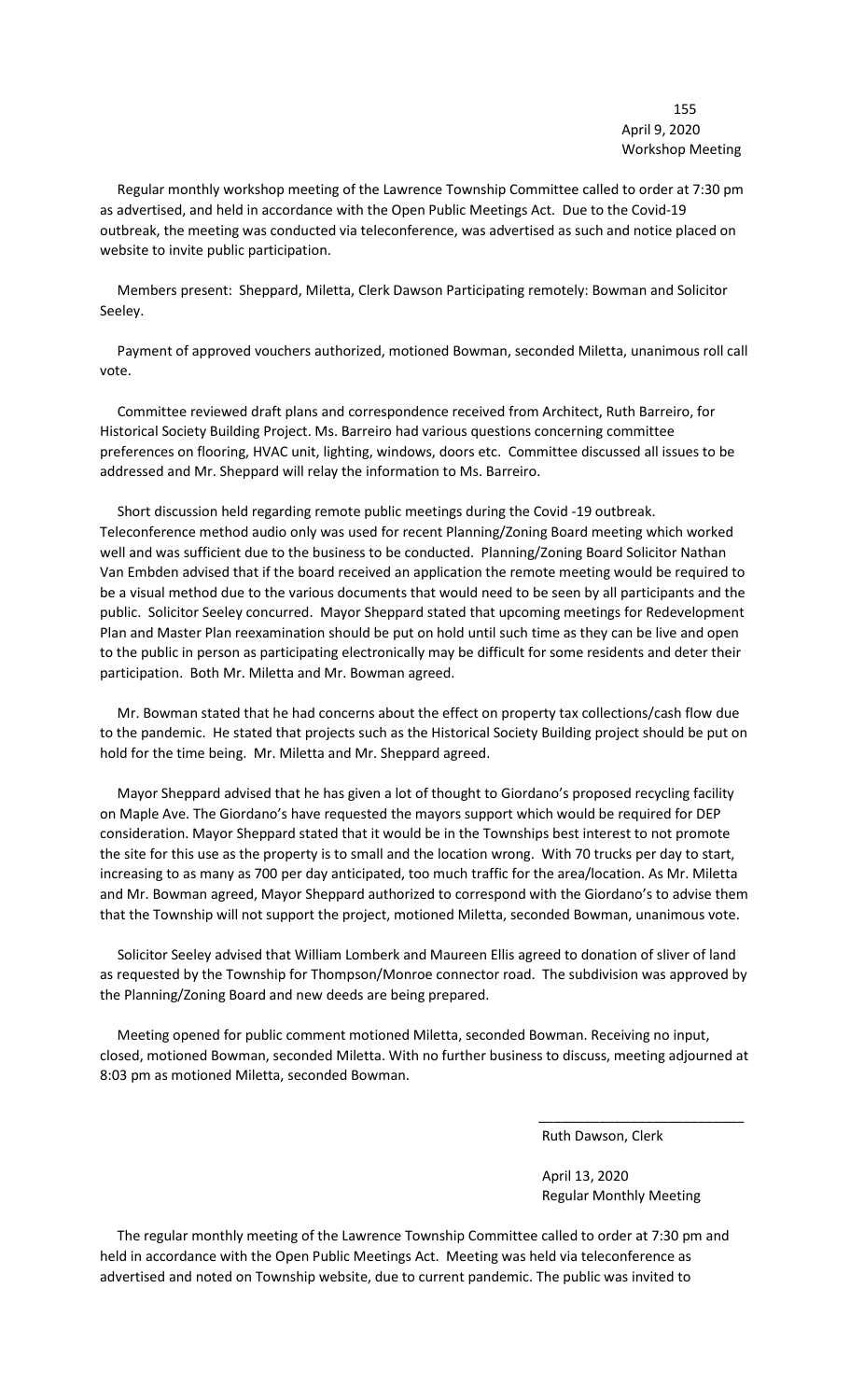April 9, 2020
Workshop Meeting

Regular monthly workshop meeting of the Lawrence Township Committee called to order at 7:30 pm as advertised, and held in accordance with the Open Public Meetings Act. Due to the Covid-19 outbreak, the meeting was conducted via teleconference, was advertised as such and notice placed on website to invite public participation.

Members present: Sheppard, Miletta, Clerk Dawson Participating remotely: Bowman and Solicitor Seeley.

Payment of approved vouchers authorized, motioned Bowman, seconded Miletta, unanimous roll call vote.

Committee reviewed draft plans and correspondence received from Architect, Ruth Barreiro, for Historical Society Building Project. Ms. Barreiro had various questions concerning committee preferences on flooring, HVAC unit, lighting, windows, doors etc. Committee discussed all issues to be addressed and Mr. Sheppard will relay the information to Ms. Barreiro.

Short discussion held regarding remote public meetings during the Covid -19 outbreak. Teleconference method audio only was used for recent Planning/Zoning Board meeting which worked well and was sufficient due to the business to be conducted. Planning/Zoning Board Solicitor Nathan Van Embden advised that if the board received an application the remote meeting would be required to be a visual method due to the various documents that would need to be seen by all participants and the public. Solicitor Seeley concurred. Mayor Sheppard stated that upcoming meetings for Redevelopment Plan and Master Plan reexamination should be put on hold until such time as they can be live and open to the public in person as participating electronically may be difficult for some residents and deter their participation. Both Mr. Miletta and Mr. Bowman agreed.

Mr. Bowman stated that he had concerns about the effect on property tax collections/cash flow due to the pandemic. He stated that projects such as the Historical Society Building project should be put on hold for the time being. Mr. Miletta and Mr. Sheppard agreed.

Mayor Sheppard advised that he has given a lot of thought to Giordano's proposed recycling facility on Maple Ave. The Giordano's have requested the mayors support which would be required for DEP consideration. Mayor Sheppard stated that it would be in the Townships best interest to not promote the site for this use as the property is to small and the location wrong. With 70 trucks per day to start, increasing to as many as 700 per day anticipated, too much traffic for the area/location. As Mr. Miletta and Mr. Bowman agreed, Mayor Sheppard authorized to correspond with the Giordano's to advise them that the Township will not support the project, motioned Miletta, seconded Bowman, unanimous vote.

Solicitor Seeley advised that William Lomberk and Maureen Ellis agreed to donation of sliver of land as requested by the Township for Thompson/Monroe connector road. The subdivision was approved by the Planning/Zoning Board and new deeds are being prepared.

Meeting opened for public comment motioned Miletta, seconded Bowman. Receiving no input, closed, motioned Bowman, seconded Miletta. With no further business to discuss, meeting adjourned at 8:03 pm as motioned Miletta, seconded Bowman.

\_\_\_\_\_\_\_\_\_\_\_\_\_\_\_\_\_\_\_\_\_\_\_\_\_\_\_

Ruth Dawson, Clerk

April 13, 2020
Regular Monthly Meeting

The regular monthly meeting of the Lawrence Township Committee called to order at 7:30 pm and held in accordance with the Open Public Meetings Act. Meeting was held via teleconference as advertised and noted on Township website, due to current pandemic. The public was invited to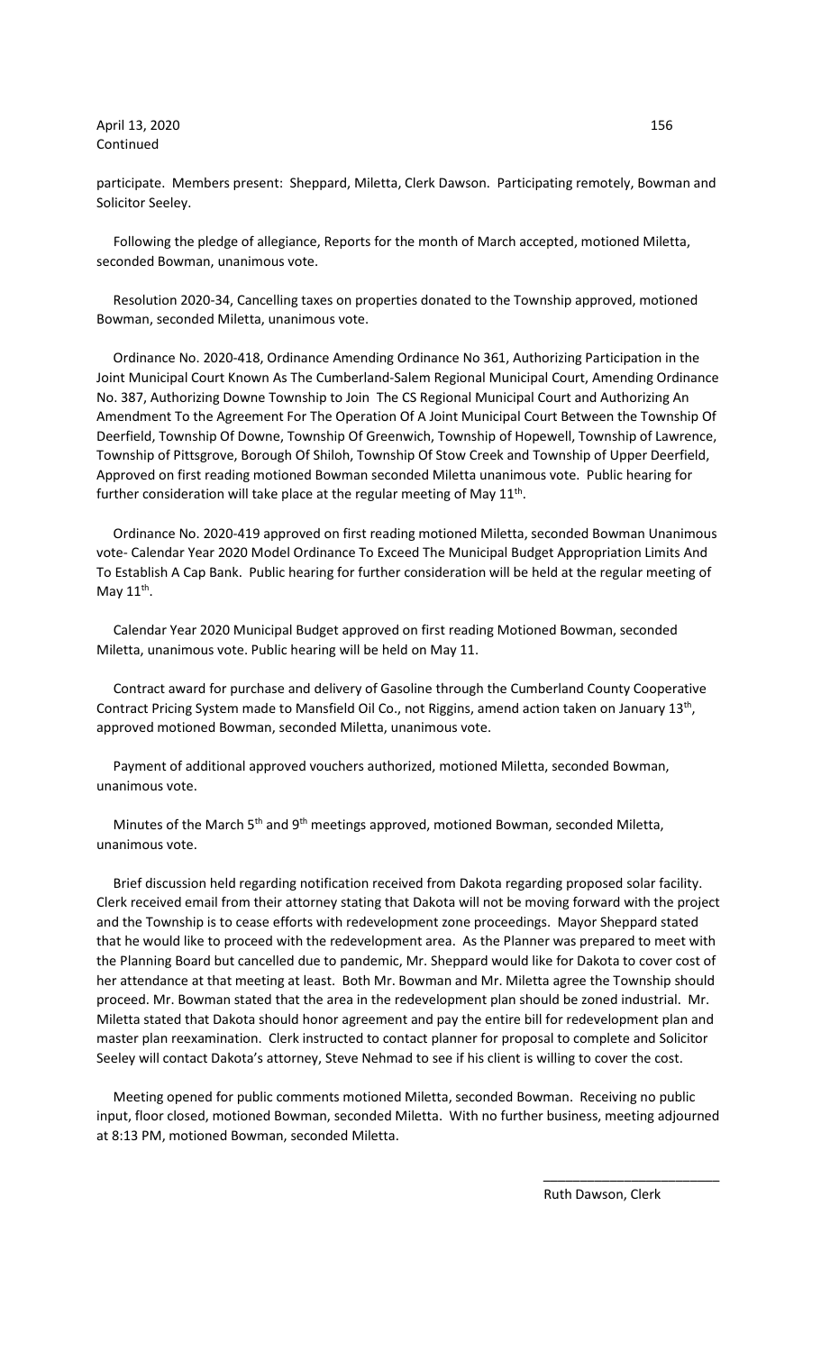participate. Members present: Sheppard, Miletta, Clerk Dawson. Participating remotely, Bowman and Solicitor Seeley.

Following the pledge of allegiance, Reports for the month of March accepted, motioned Miletta, seconded Bowman, unanimous vote.

Resolution 2020-34, Cancelling taxes on properties donated to the Township approved, motioned Bowman, seconded Miletta, unanimous vote.

Ordinance No. 2020-418, Ordinance Amending Ordinance No 361, Authorizing Participation in the Joint Municipal Court Known As The Cumberland-Salem Regional Municipal Court, Amending Ordinance No. 387, Authorizing Downe Township to Join The CS Regional Municipal Court and Authorizing An Amendment To the Agreement For The Operation Of A Joint Municipal Court Between the Township Of Deerfield, Township Of Downe, Township Of Greenwich, Township of Hopewell, Township of Lawrence, Township of Pittsgrove, Borough Of Shiloh, Township Of Stow Creek and Township of Upper Deerfield, Approved on first reading motioned Bowman seconded Miletta unanimous vote. Public hearing for further consideration will take place at the regular meeting of May 11th.

Ordinance No. 2020-419 approved on first reading motioned Miletta, seconded Bowman Unanimous vote- Calendar Year 2020 Model Ordinance To Exceed The Municipal Budget Appropriation Limits And To Establish A Cap Bank. Public hearing for further consideration will be held at the regular meeting of May 11th.

Calendar Year 2020 Municipal Budget approved on first reading Motioned Bowman, seconded Miletta, unanimous vote. Public hearing will be held on May 11.

Contract award for purchase and delivery of Gasoline through the Cumberland County Cooperative Contract Pricing System made to Mansfield Oil Co., not Riggins, amend action taken on January 13th, approved motioned Bowman, seconded Miletta, unanimous vote.

Payment of additional approved vouchers authorized, motioned Miletta, seconded Bowman, unanimous vote.

Minutes of the March 5th and 9th meetings approved, motioned Bowman, seconded Miletta, unanimous vote.

Brief discussion held regarding notification received from Dakota regarding proposed solar facility. Clerk received email from their attorney stating that Dakota will not be moving forward with the project and the Township is to cease efforts with redevelopment zone proceedings. Mayor Sheppard stated that he would like to proceed with the redevelopment area. As the Planner was prepared to meet with the Planning Board but cancelled due to pandemic, Mr. Sheppard would like for Dakota to cover cost of her attendance at that meeting at least. Both Mr. Bowman and Mr. Miletta agree the Township should proceed. Mr. Bowman stated that the area in the redevelopment plan should be zoned industrial. Mr. Miletta stated that Dakota should honor agreement and pay the entire bill for redevelopment plan and master plan reexamination. Clerk instructed to contact planner for proposal to complete and Solicitor Seeley will contact Dakota's attorney, Steve Nehmad to see if his client is willing to cover the cost.

Meeting opened for public comments motioned Miletta, seconded Bowman. Receiving no public input, floor closed, motioned Bowman, seconded Miletta. With no further business, meeting adjourned at 8:13 PM, motioned Bowman, seconded Miletta.

\_\_\_\_\_\_\_\_\_\_\_\_\_\_\_\_\_\_\_\_\_\_\_\_\_

Ruth Dawson, Clerk